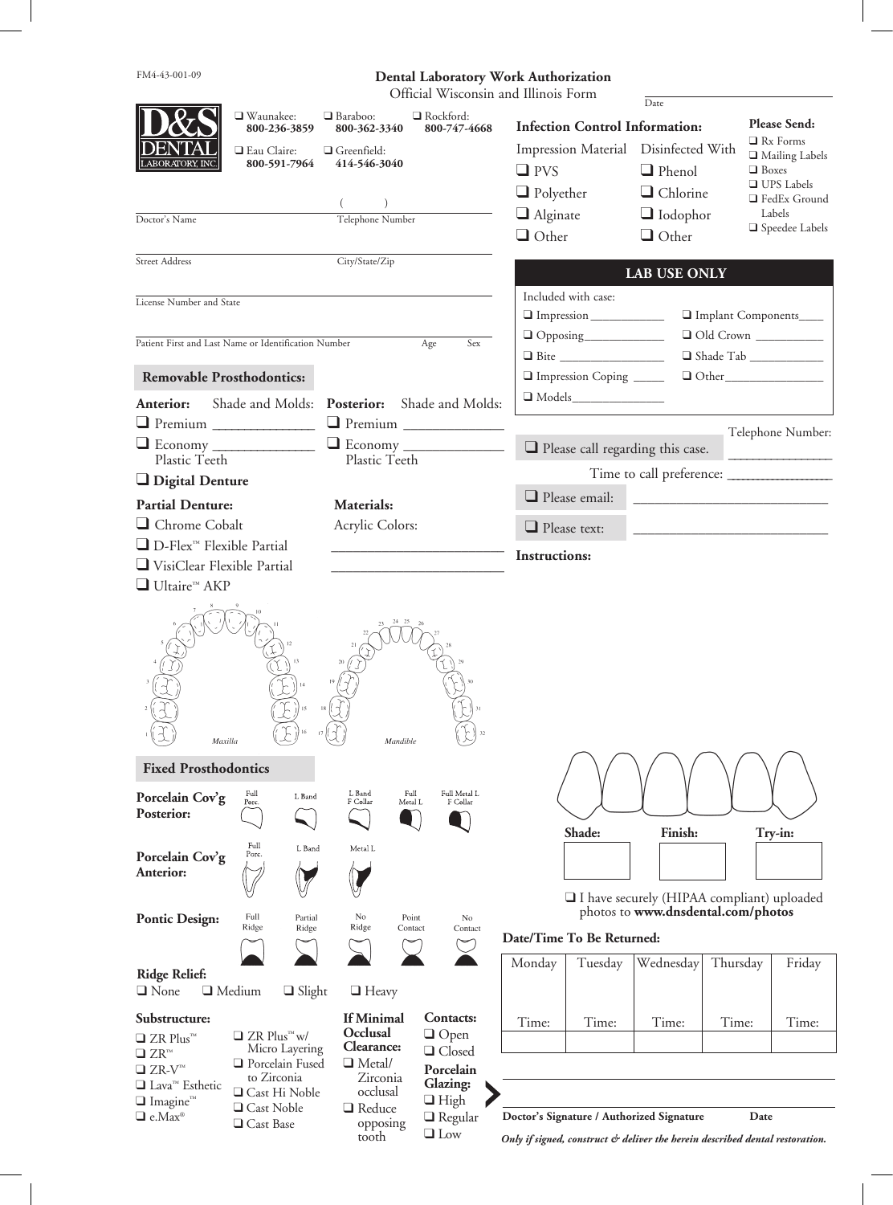FM4-43-001-09

# Dental Laboratory Work Authorization

Official Wisconsin and Illinois Form

Date ____________________

**D&S DENTAL LABORATORY, INC.**

- ❑ Waunakee: **800-236-3859**
- ❑ Baraboo: **800-362-3340**
- ❑ Rockford: **800-747-4668**
- ❑ Eau Claire: **800-591-7964**
- ❑ Greenfield: **414-546-3040**

Doctor's Name ____________________ Telephone Number ( ) ____________________

Street Address ____________________ City/State/Zip ____________________

License Number and State ____________________

Patient First and Last Name or Identification Number ____________________ Age ______ Sex ______

## Infection Control Information:

| Impression Material | Disinfected With |
|---|---|
| ❑ PVS | ❑ Phenol |
| ❑ Polyether | ❑ Chlorine |
| ❑ Alginate | ❑ Iodophor |
| ❑ Other | ❑ Other |

**Please Send:**
- ❑ Rx Forms
- ❑ Mailing Labels
- ❑ Boxes
- ❑ UPS Labels
- ❑ FedEx Ground Labels
- ❑ Speedee Labels

## LAB USE ONLY

Included with case:

- ❑ Impression ____________
- ❑ Opposing ____________
- ❑ Bite ____________
- ❑ Impression Coping ______
- ❑ Models ____________
- ❑ Implant Components ____
- ❑ Old Crown ____________
- ❑ Shade Tab ____________
- ❑ Other ____________

❑ Please call regarding this case. Telephone Number: ____________

Time to call preference: ____________

❑ Please email: ____________

❑ Please text: ____________

**Instructions:**

## Removable Prosthodontics:

**Anterior:** Shade and Molds:
- ❑ Premium ____________
- ❑ Economy ____________ Plastic Teeth

**Posterior:** Shade and Molds:
- ❑ Premium ____________
- ❑ Economy ____________ Plastic Teeth

❑ **Digital Denture**

**Partial Denture:**
- ❑ Chrome Cobalt
- ❑ D-Flex™ Flexible Partial
- ❑ VisiClear Flexible Partial
- ❑ Ultaire™ AKP

**Materials:**

Acrylic Colors: ____________

Maxilla: 1 2 3 4 5 6 7 8 9 10 11 12 13 14 15 16

Mandible: 17 18 19 20 21 22 23 24 25 26 27 28 29 30 31 32

## Fixed Prosthodontics

**Porcelain Cov'g Posterior:** Full Porc. | L Band | L Band F Collar | Full Metal L | Full Metal L F Collar

**Porcelain Cov'g Anterior:** Full Porc. | L Band | Metal L

**Pontic Design:** Full Ridge | Partial Ridge | No Ridge | Point Contact | No Contact

**Ridge Relief:**
❑ None ❑ Medium ❑ Slight ❑ Heavy

**Substructure:**
- ❑ ZR Plus™
- ❑ ZR™
- ❑ ZR-V™
- ❑ Lava™ Esthetic
- ❑ Imagine™
- ❑ e.Max®
- ❑ ZR Plus™ w/ Micro Layering
- ❑ Porcelain Fused to Zirconia
- ❑ Cast Hi Noble
- ❑ Cast Noble
- ❑ Cast Base

**If Minimal Occlusal Clearance:**
- ❑ Metal/ Zirconia occlusal
- ❑ Reduce opposing tooth

**Contacts:**
- ❑ Open
- ❑ Closed

**Porcelain Glazing:**
- ❑ High
- ❑ Regular
- ❑ Low

| Shade: | Finish: | Try-in: |
|---|---|---|
| | | |

❑ I have securely (HIPAA compliant) uploaded photos to **www.dnsdental.com/photos**

**Date/Time To Be Returned:**

| Monday | Tuesday | Wednesday | Thursday | Friday |
|---|---|---|---|---|
| Time: | Time: | Time: | Time: | Time: |

**Doctor's Signature / Authorized Signature** ____________________ **Date** ____________

***Only if signed, construct & deliver the herein described dental restoration.***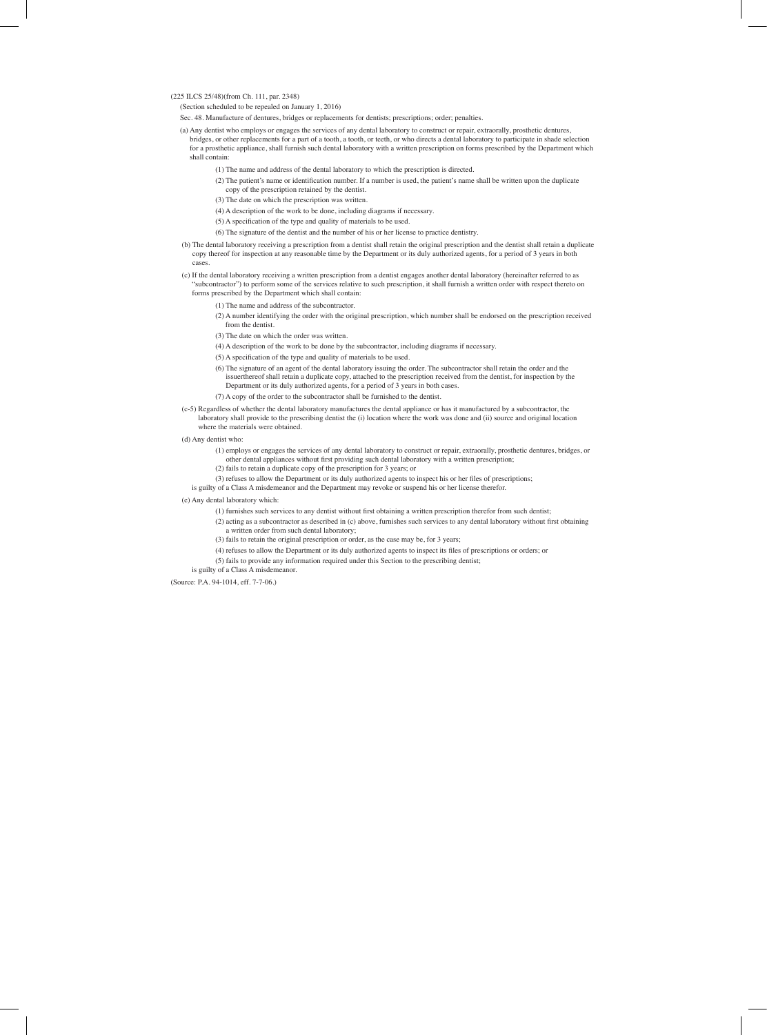(225 ILCS 25/48)(from Ch. 111, par. 2348)

(Section scheduled to be repealed on January 1, 2016)

Sec. 48. Manufacture of dentures, bridges or replacements for dentists; prescriptions; order; penalties.

(a) Any dentist who employs or engages the services of any dental laboratory to construct or repair, extraorally, prosthetic dentures, bridges, or other replacements for a part of a tooth, a tooth, or teeth, or who directs a dental laboratory to participate in shade selection for a prosthetic appliance, shall furnish such dental laboratory with a written prescription on forms prescribed by the Department which shall contain:

(1) The name and address of the dental laboratory to which the prescription is directed.

(2) The patient's name or identification number. If a number is used, the patient's name shall be written upon the duplicate copy of the prescription retained by the dentist.

(3) The date on which the prescription was written.

(4) A description of the work to be done, including diagrams if necessary.

(5) A specification of the type and quality of materials to be used.

(6) The signature of the dentist and the number of his or her license to practice dentistry.

(b) The dental laboratory receiving a prescription from a dentist shall retain the original prescription and the dentist shall retain a duplicate copy thereof for inspection at any reasonable time by the Department or its duly authorized agents, for a period of 3 years in both cases.

(c) If the dental laboratory receiving a written prescription from a dentist engages another dental laboratory (hereinafter referred to as "subcontractor") to perform some of the services relative to such prescription, it shall furnish a written order with respect thereto on forms prescribed by the Department which shall contain:

(1) The name and address of the subcontractor.

(2) A number identifying the order with the original prescription, which number shall be endorsed on the prescription received from the dentist.

(3) The date on which the order was written.

(4) A description of the work to be done by the subcontractor, including diagrams if necessary.

(5) A specification of the type and quality of materials to be used.

(6) The signature of an agent of the dental laboratory issuing the order. The subcontractor shall retain the order and the issuerthereof shall retain a duplicate copy, attached to the prescription received from the dentist, for inspection by the Department or its duly authorized agents, for a period of 3 years in both cases.

(7) A copy of the order to the subcontractor shall be furnished to the dentist.

(c-5) Regardless of whether the dental laboratory manufactures the dental appliance or has it manufactured by a subcontractor, the laboratory shall provide to the prescribing dentist the (i) location where the work was done and (ii) source and original location where the materials were obtained.

(d) Any dentist who:

(1) employs or engages the services of any dental laboratory to construct or repair, extraorally, prosthetic dentures, bridges, or other dental appliances without first providing such dental laboratory with a written prescription;

(2) fails to retain a duplicate copy of the prescription for 3 years; or

(3) refuses to allow the Department or its duly authorized agents to inspect his or her files of prescriptions;

is guilty of a Class A misdemeanor and the Department may revoke or suspend his or her license therefor.

(e) Any dental laboratory which:

(1) furnishes such services to any dentist without first obtaining a written prescription therefor from such dentist;

(2) acting as a subcontractor as described in (c) above, furnishes such services to any dental laboratory without first obtaining a written order from such dental laboratory;

(3) fails to retain the original prescription or order, as the case may be, for 3 years;

(4) refuses to allow the Department or its duly authorized agents to inspect its files of prescriptions or orders; or

(5) fails to provide any information required under this Section to the prescribing dentist;

is guilty of a Class A misdemeanor.

(Source: P.A. 94-1014, eff. 7-7-06.)